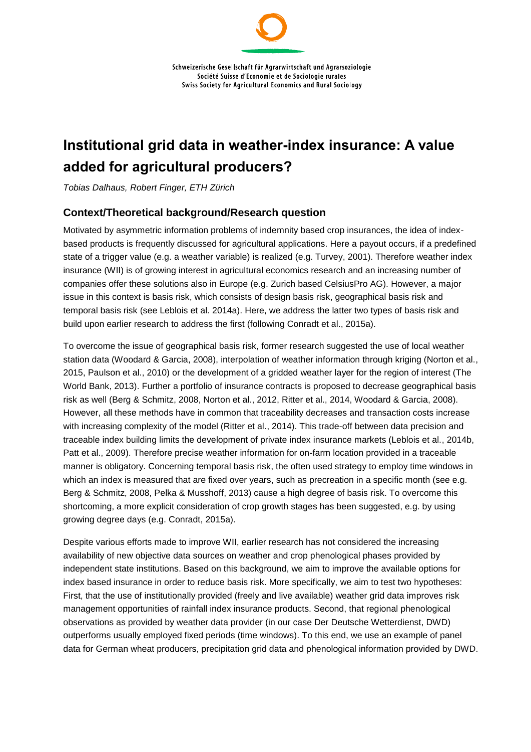Schweizerische Gesellschaft für Agrarwirtschaft und Agrarsoziologie
Société Suisse d'Economie et de Sociologie rurales
Swiss Society for Agricultural Economics and Rural Sociology

# Institutional grid data in weather-index insurance: A value added for agricultural producers?

*Tobias Dalhaus, Robert Finger, ETH Zürich*

## Context/Theoretical background/Research question

Motivated by asymmetric information problems of indemnity based crop insurances, the idea of index-based products is frequently discussed for agricultural applications. Here a payout occurs, if a predefined state of a trigger value (e.g. a weather variable) is realized (e.g. Turvey, 2001). Therefore weather index insurance (WII) is of growing interest in agricultural economics research and an increasing number of companies offer these solutions also in Europe (e.g. Zurich based CelsiusPro AG). However, a major issue in this context is basis risk, which consists of design basis risk, geographical basis risk and temporal basis risk (see Leblois et al. 2014a). Here, we address the latter two types of basis risk and build upon earlier research to address the first (following Conradt et al., 2015a).

To overcome the issue of geographical basis risk, former research suggested the use of local weather station data (Woodard & Garcia, 2008), interpolation of weather information through kriging (Norton et al., 2015, Paulson et al., 2010) or the development of a gridded weather layer for the region of interest (The World Bank, 2013). Further a portfolio of insurance contracts is proposed to decrease geographical basis risk as well (Berg & Schmitz, 2008, Norton et al., 2012, Ritter et al., 2014, Woodard & Garcia, 2008). However, all these methods have in common that traceability decreases and transaction costs increase with increasing complexity of the model (Ritter et al., 2014). This trade-off between data precision and traceable index building limits the development of private index insurance markets (Leblois et al., 2014b, Patt et al., 2009). Therefore precise weather information for on-farm location provided in a traceable manner is obligatory. Concerning temporal basis risk, the often used strategy to employ time windows in which an index is measured that are fixed over years, such as precreation in a specific month (see e.g. Berg & Schmitz, 2008, Pelka & Musshoff, 2013) cause a high degree of basis risk. To overcome this shortcoming, a more explicit consideration of crop growth stages has been suggested, e.g. by using growing degree days (e.g. Conradt, 2015a).

Despite various efforts made to improve WII, earlier research has not considered the increasing availability of new objective data sources on weather and crop phenological phases provided by independent state institutions. Based on this background, we aim to improve the available options for index based insurance in order to reduce basis risk. More specifically, we aim to test two hypotheses: First, that the use of institutionally provided (freely and live available) weather grid data improves risk management opportunities of rainfall index insurance products. Second, that regional phenological observations as provided by weather data provider (in our case Der Deutsche Wetterdienst, DWD) outperforms usually employed fixed periods (time windows). To this end, we use an example of panel data for German wheat producers, precipitation grid data and phenological information provided by DWD.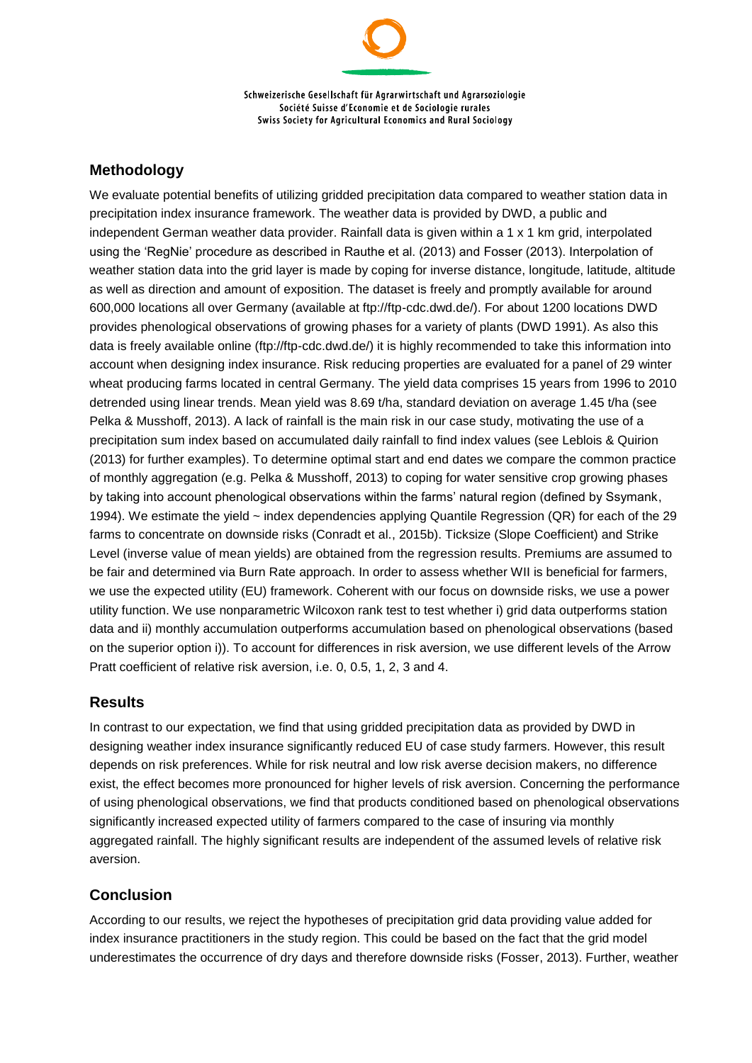## Methodology

We evaluate potential benefits of utilizing gridded precipitation data compared to weather station data in precipitation index insurance framework. The weather data is provided by DWD, a public and independent German weather data provider. Rainfall data is given within a 1 x 1 km grid, interpolated using the 'RegNie' procedure as described in Rauthe et al. (2013) and Fosser (2013). Interpolation of weather station data into the grid layer is made by coping for inverse distance, longitude, latitude, altitude as well as direction and amount of exposition. The dataset is freely and promptly available for around 600,000 locations all over Germany (available at ftp://ftp-cdc.dwd.de/). For about 1200 locations DWD provides phenological observations of growing phases for a variety of plants (DWD 1991). As also this data is freely available online (ftp://ftp-cdc.dwd.de/) it is highly recommended to take this information into account when designing index insurance. Risk reducing properties are evaluated for a panel of 29 winter wheat producing farms located in central Germany. The yield data comprises 15 years from 1996 to 2010 detrended using linear trends. Mean yield was 8.69 t/ha, standard deviation on average 1.45 t/ha (see Pelka & Musshoff, 2013). A lack of rainfall is the main risk in our case study, motivating the use of a precipitation sum index based on accumulated daily rainfall to find index values (see Leblois & Quirion (2013) for further examples). To determine optimal start and end dates we compare the common practice of monthly aggregation (e.g. Pelka & Musshoff, 2013) to coping for water sensitive crop growing phases by taking into account phenological observations within the farms' natural region (defined by Ssymank, 1994). We estimate the yield ~ index dependencies applying Quantile Regression (QR) for each of the 29 farms to concentrate on downside risks (Conradt et al., 2015b). Ticksize (Slope Coefficient) and Strike Level (inverse value of mean yields) are obtained from the regression results. Premiums are assumed to be fair and determined via Burn Rate approach. In order to assess whether WII is beneficial for farmers, we use the expected utility (EU) framework. Coherent with our focus on downside risks, we use a power utility function. We use nonparametric Wilcoxon rank test to test whether i) grid data outperforms station data and ii) monthly accumulation outperforms accumulation based on phenological observations (based on the superior option i)). To account for differences in risk aversion, we use different levels of the Arrow Pratt coefficient of relative risk aversion, i.e. 0, 0.5, 1, 2, 3 and 4.

## Results

In contrast to our expectation, we find that using gridded precipitation data as provided by DWD in designing weather index insurance significantly reduced EU of case study farmers. However, this result depends on risk preferences. While for risk neutral and low risk averse decision makers, no difference exist, the effect becomes more pronounced for higher levels of risk aversion. Concerning the performance of using phenological observations, we find that products conditioned based on phenological observations significantly increased expected utility of farmers compared to the case of insuring via monthly aggregated rainfall. The highly significant results are independent of the assumed levels of relative risk aversion.

## Conclusion

According to our results, we reject the hypotheses of precipitation grid data providing value added for index insurance practitioners in the study region. This could be based on the fact that the grid model underestimates the occurrence of dry days and therefore downside risks (Fosser, 2013). Further, weather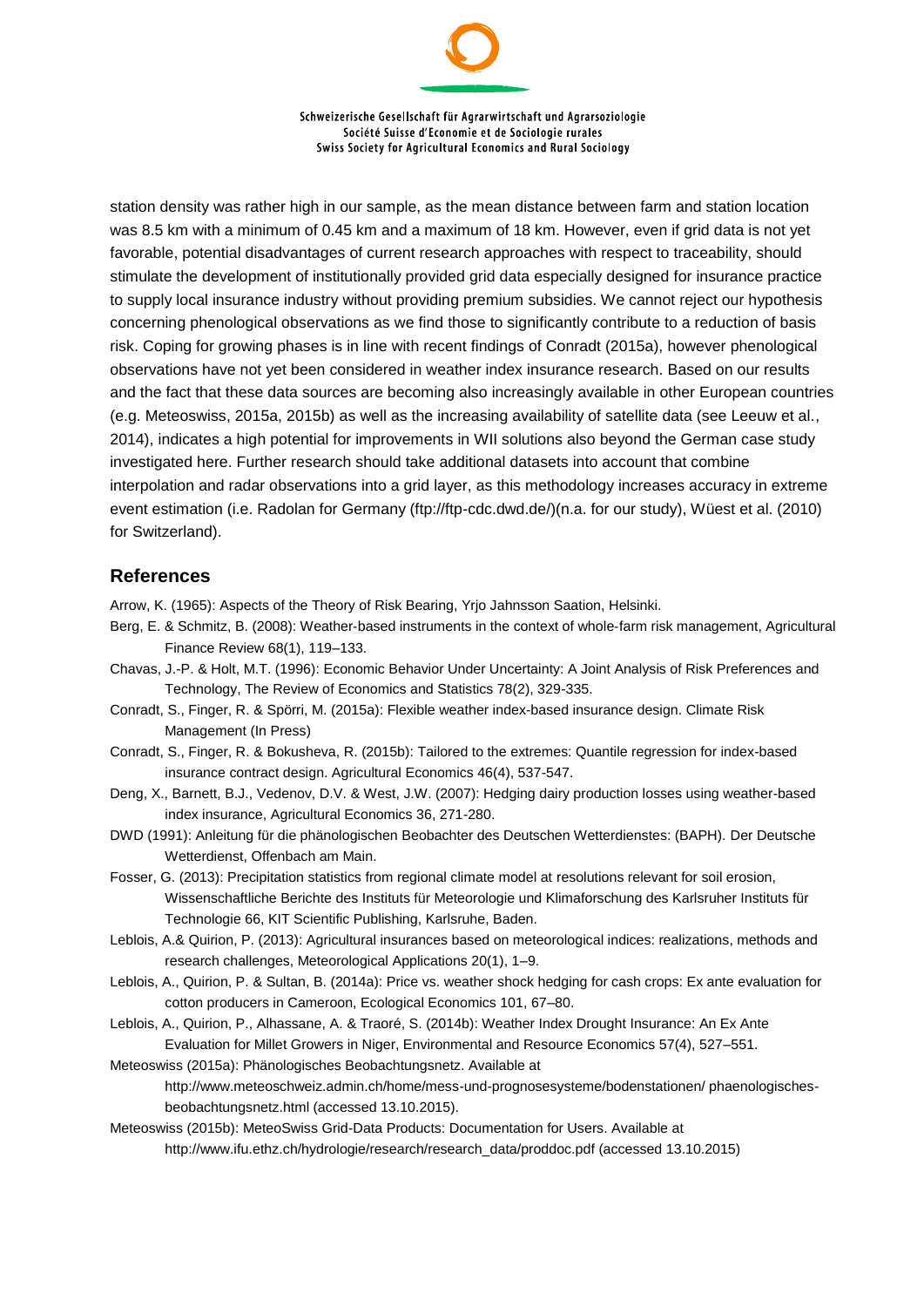station density was rather high in our sample, as the mean distance between farm and station location was 8.5 km with a minimum of 0.45 km and a maximum of 18 km. However, even if grid data is not yet favorable, potential disadvantages of current research approaches with respect to traceability, should stimulate the development of institutionally provided grid data especially designed for insurance practice to supply local insurance industry without providing premium subsidies. We cannot reject our hypothesis concerning phenological observations as we find those to significantly contribute to a reduction of basis risk. Coping for growing phases is in line with recent findings of Conradt (2015a), however phenological observations have not yet been considered in weather index insurance research. Based on our results and the fact that these data sources are becoming also increasingly available in other European countries (e.g. Meteoswiss, 2015a, 2015b) as well as the increasing availability of satellite data (see Leeuw et al., 2014), indicates a high potential for improvements in WII solutions also beyond the German case study investigated here. Further research should take additional datasets into account that combine interpolation and radar observations into a grid layer, as this methodology increases accuracy in extreme event estimation (i.e. Radolan for Germany (ftp://ftp-cdc.dwd.de/)(n.a. for our study), Wüest et al. (2010) for Switzerland).

## References

Arrow, K. (1965): Aspects of the Theory of Risk Bearing, Yrjo Jahnsson Saation, Helsinki.

Berg, E. & Schmitz, B. (2008): Weather-based instruments in the context of whole-farm risk management, Agricultural Finance Review 68(1), 119–133.

Chavas, J.-P. & Holt, M.T. (1996): Economic Behavior Under Uncertainty: A Joint Analysis of Risk Preferences and Technology, The Review of Economics and Statistics 78(2), 329-335.

Conradt, S., Finger, R. & Spörri, M. (2015a): Flexible weather index-based insurance design. Climate Risk Management (In Press)

Conradt, S., Finger, R. & Bokusheva, R. (2015b): Tailored to the extremes: Quantile regression for index-based insurance contract design. Agricultural Economics 46(4), 537-547.

Deng, X., Barnett, B.J., Vedenov, D.V. & West, J.W. (2007): Hedging dairy production losses using weather-based index insurance, Agricultural Economics 36, 271-280.

DWD (1991): Anleitung für die phänologischen Beobachter des Deutschen Wetterdienstes: (BAPH). Der Deutsche Wetterdienst, Offenbach am Main.

Fosser, G. (2013): Precipitation statistics from regional climate model at resolutions relevant for soil erosion, Wissenschaftliche Berichte des Instituts für Meteorologie und Klimaforschung des Karlsruher Instituts für Technologie 66, KIT Scientific Publishing, Karlsruhe, Baden.

Leblois, A.& Quirion, P. (2013): Agricultural insurances based on meteorological indices: realizations, methods and research challenges, Meteorological Applications 20(1), 1–9.

Leblois, A., Quirion, P. & Sultan, B. (2014a): Price vs. weather shock hedging for cash crops: Ex ante evaluation for cotton producers in Cameroon, Ecological Economics 101, 67–80.

Leblois, A., Quirion, P., Alhassane, A. & Traoré, S. (2014b): Weather Index Drought Insurance: An Ex Ante Evaluation for Millet Growers in Niger, Environmental and Resource Economics 57(4), 527–551.

Meteoswiss (2015a): Phänologisches Beobachtungsnetz. Available at http://www.meteoschweiz.admin.ch/home/mess-und-prognosesysteme/bodenstationen/ phaenologisches-beobachtungsnetz.html (accessed 13.10.2015).

Meteoswiss (2015b): MeteoSwiss Grid-Data Products: Documentation for Users. Available at http://www.ifu.ethz.ch/hydrologie/research/research_data/proddoc.pdf (accessed 13.10.2015)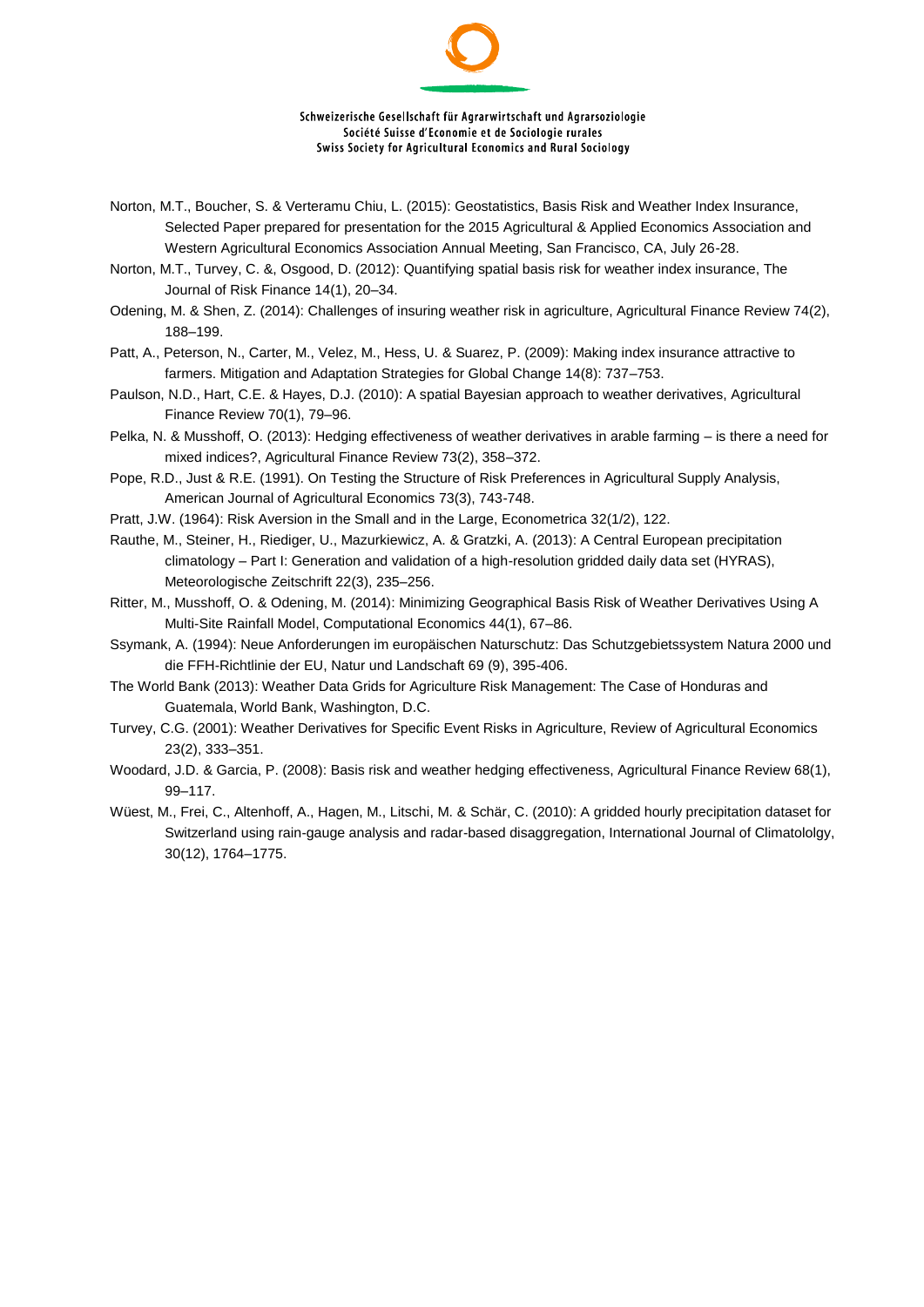Norton, M.T., Boucher, S. & Verteramu Chiu, L. (2015): Geostatistics, Basis Risk and Weather Index Insurance, Selected Paper prepared for presentation for the 2015 Agricultural & Applied Economics Association and Western Agricultural Economics Association Annual Meeting, San Francisco, CA, July 26-28.

Norton, M.T., Turvey, C. &, Osgood, D. (2012): Quantifying spatial basis risk for weather index insurance, The Journal of Risk Finance 14(1), 20–34.

Odening, M. & Shen, Z. (2014): Challenges of insuring weather risk in agriculture, Agricultural Finance Review 74(2), 188–199.

Patt, A., Peterson, N., Carter, M., Velez, M., Hess, U. & Suarez, P. (2009): Making index insurance attractive to farmers. Mitigation and Adaptation Strategies for Global Change 14(8): 737–753.

Paulson, N.D., Hart, C.E. & Hayes, D.J. (2010): A spatial Bayesian approach to weather derivatives, Agricultural Finance Review 70(1), 79–96.

Pelka, N. & Musshoff, O. (2013): Hedging effectiveness of weather derivatives in arable farming – is there a need for mixed indices?, Agricultural Finance Review 73(2), 358–372.

Pope, R.D., Just & R.E. (1991). On Testing the Structure of Risk Preferences in Agricultural Supply Analysis, American Journal of Agricultural Economics 73(3), 743-748.

Pratt, J.W. (1964): Risk Aversion in the Small and in the Large, Econometrica 32(1/2), 122.

Rauthe, M., Steiner, H., Riediger, U., Mazurkiewicz, A. & Gratzki, A. (2013): A Central European precipitation climatology – Part I: Generation and validation of a high-resolution gridded daily data set (HYRAS), Meteorologische Zeitschrift 22(3), 235–256.

Ritter, M., Musshoff, O. & Odening, M. (2014): Minimizing Geographical Basis Risk of Weather Derivatives Using A Multi-Site Rainfall Model, Computational Economics 44(1), 67–86.

Ssymank, A. (1994): Neue Anforderungen im europäischen Naturschutz: Das Schutzgebietssystem Natura 2000 und die FFH-Richtlinie der EU, Natur und Landschaft 69 (9), 395-406.

The World Bank (2013): Weather Data Grids for Agriculture Risk Management: The Case of Honduras and Guatemala, World Bank, Washington, D.C.

Turvey, C.G. (2001): Weather Derivatives for Specific Event Risks in Agriculture, Review of Agricultural Economics 23(2), 333–351.

Woodard, J.D. & Garcia, P. (2008): Basis risk and weather hedging effectiveness, Agricultural Finance Review 68(1), 99–117.

Wüest, M., Frei, C., Altenhoff, A., Hagen, M., Litschi, M. & Schär, C. (2010): A gridded hourly precipitation dataset for Switzerland using rain-gauge analysis and radar-based disaggregation, International Journal of Climatololgy, 30(12), 1764–1775.